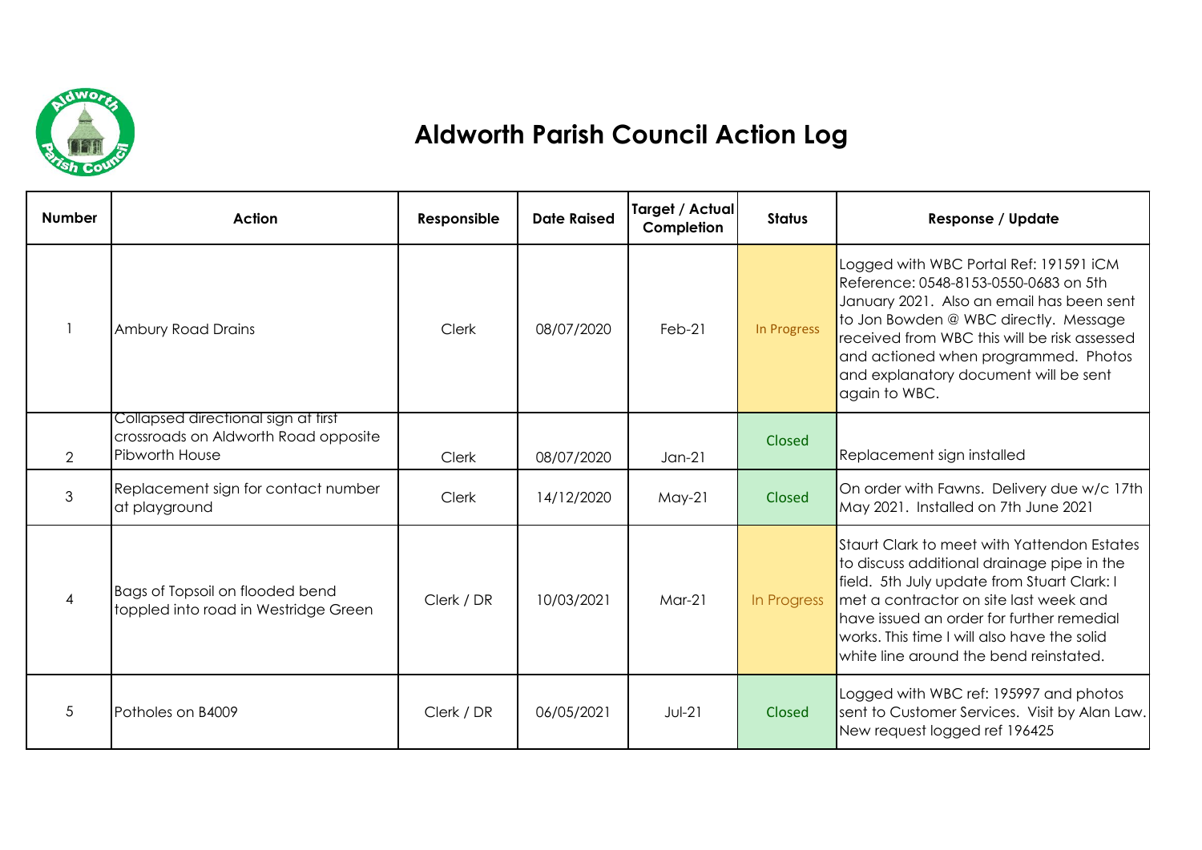# Aldworth Parish Council Action Log

| Number | Action | Responsible | Date Raised | Target / Actual Completion | Status | Response / Update |
|---|---|---|---|---|---|---|
| 1 | Ambury Road Drains | Clerk | 08/07/2020 | Feb-21 | In Progress | Logged with WBC Portal Ref: 191591 iCM Reference: 0548-8153-0550-0683 on 5th January 2021. Also an email has been sent to Jon Bowden @ WBC directly. Message received from WBC this will be risk assessed and actioned when programmed. Photos and explanatory document will be sent again to WBC. |
| 2 | Collapsed directional sign at first crossroads on Aldworth Road opposite Pibworth House | Clerk | 08/07/2020 | Jan-21 | Closed | Replacement sign installed |
| 3 | Replacement sign for contact number at playground | Clerk | 14/12/2020 | May-21 | Closed | On order with Fawns. Delivery due w/c 17th May 2021. Installed on 7th June 2021 |
| 4 | Bags of Topsoil on flooded bend toppled into road in Westridge Green | Clerk / DR | 10/03/2021 | Mar-21 | In Progress | Staurt Clark to meet with Yattendon Estates to discuss additional drainage pipe in the field. 5th July update from Stuart Clark: I met a contractor on site last week and have issued an order for further remedial works. This time I will also have the solid white line around the bend reinstated. |
| 5 | Potholes on B4009 | Clerk / DR | 06/05/2021 | Jul-21 | Closed | Logged with WBC ref: 195997 and photos sent to Customer Services. Visit by Alan Law. New request logged ref 196425 |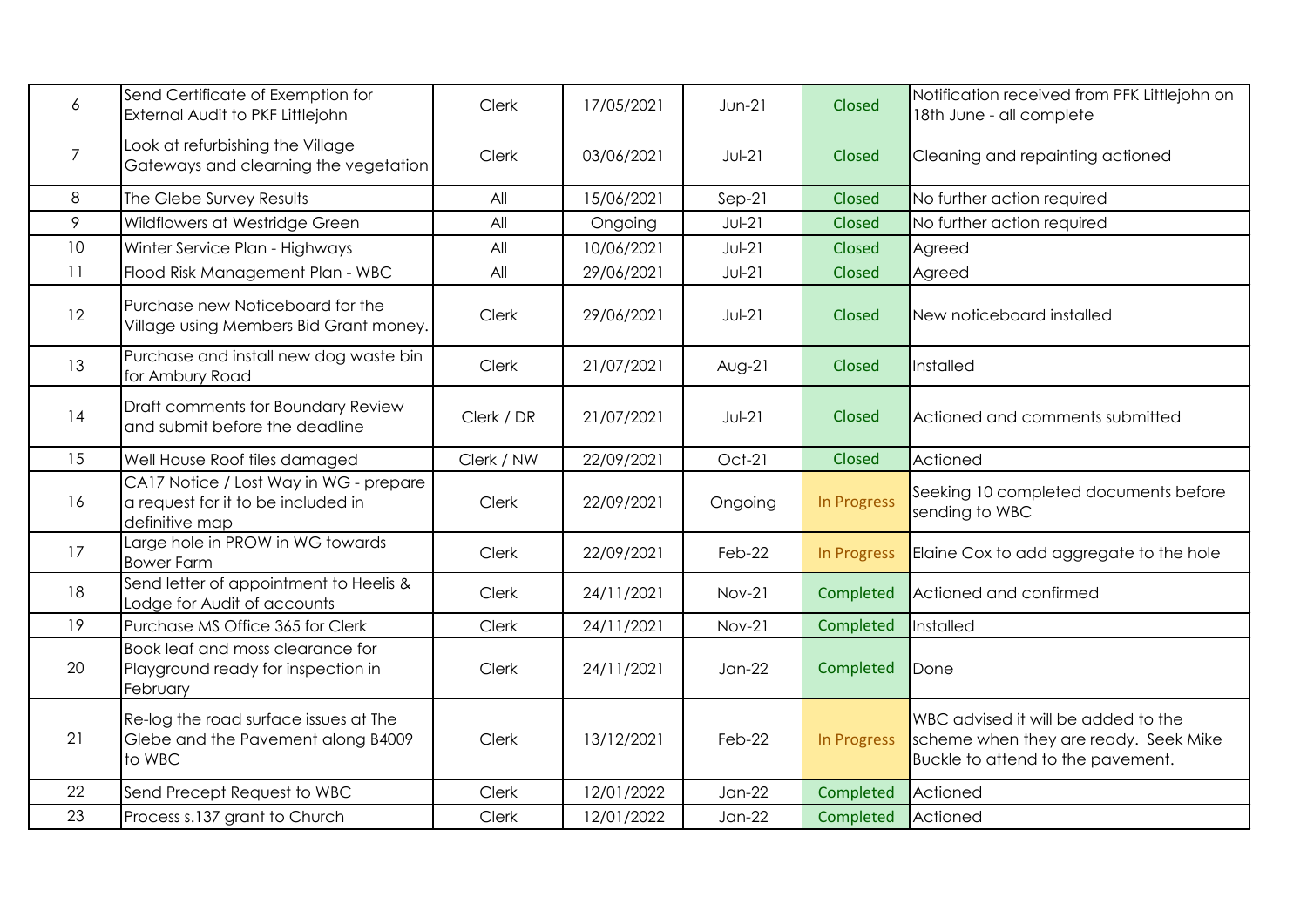| | | | | | | |
|---|---|---|---|---|---|---|
| 6 | Send Certificate of Exemption for External Audit to PKF Littlejohn | Clerk | 17/05/2021 | Jun-21 | Closed | Notification received from PFK Littlejohn on 18th June - all complete |
| 7 | Look at refurbishing the Village Gateways and clearning the vegetation | Clerk | 03/06/2021 | Jul-21 | Closed | Cleaning and repainting actioned |
| 8 | The Glebe Survey Results | All | 15/06/2021 | Sep-21 | Closed | No further action required |
| 9 | Wildflowers at Westridge Green | All | Ongoing | Jul-21 | Closed | No further action required |
| 10 | Winter Service Plan - Highways | All | 10/06/2021 | Jul-21 | Closed | Agreed |
| 11 | Flood Risk Management Plan - WBC | All | 29/06/2021 | Jul-21 | Closed | Agreed |
| 12 | Purchase new Noticeboard for the Village using Members Bid Grant money. | Clerk | 29/06/2021 | Jul-21 | Closed | New noticeboard installed |
| 13 | Purchase and install new dog waste bin for Ambury Road | Clerk | 21/07/2021 | Aug-21 | Closed | Installed |
| 14 | Draft comments for Boundary Review and submit before the deadline | Clerk / DR | 21/07/2021 | Jul-21 | Closed | Actioned and comments submitted |
| 15 | Well House Roof tiles damaged | Clerk / NW | 22/09/2021 | Oct-21 | Closed | Actioned |
| 16 | CA17 Notice / Lost Way in WG - prepare a request for it to be included in definitive map | Clerk | 22/09/2021 | Ongoing | In Progress | Seeking 10 completed documents before sending to WBC |
| 17 | Large hole in PROW in WG towards Bower Farm | Clerk | 22/09/2021 | Feb-22 | In Progress | Elaine Cox to add aggregate to the hole |
| 18 | Send letter of appointment to Heelis & Lodge for Audit of accounts | Clerk | 24/11/2021 | Nov-21 | Completed | Actioned and confirmed |
| 19 | Purchase MS Office 365 for Clerk | Clerk | 24/11/2021 | Nov-21 | Completed | Installed |
| 20 | Book leaf and moss clearance for Playground ready for inspection in February | Clerk | 24/11/2021 | Jan-22 | Completed | Done |
| 21 | Re-log the road surface issues at The Glebe and the Pavement along B4009 to WBC | Clerk | 13/12/2021 | Feb-22 | In Progress | WBC advised it will be added to the scheme when they are ready. Seek Mike Buckle to attend to the pavement. |
| 22 | Send Precept Request to WBC | Clerk | 12/01/2022 | Jan-22 | Completed | Actioned |
| 23 | Process s.137 grant to Church | Clerk | 12/01/2022 | Jan-22 | Completed | Actioned |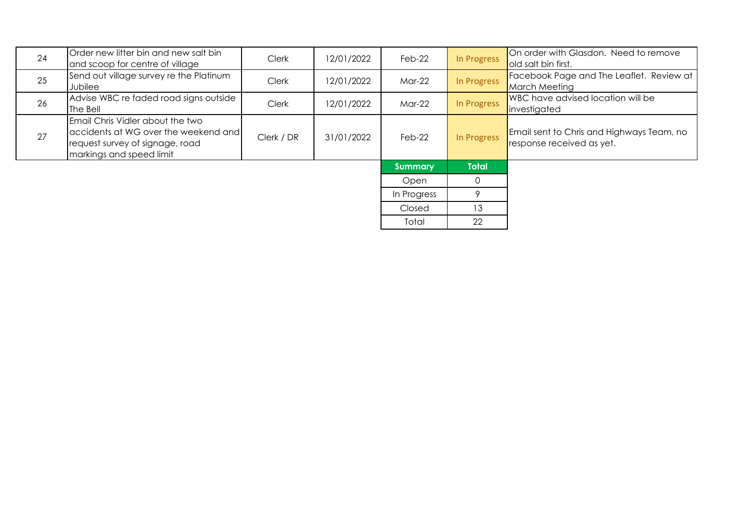| | | | | | | |
|---|---|---|---|---|---|---|
| 24 | Order new litter bin and new salt bin and scoop for centre of village | Clerk | 12/01/2022 | Feb-22 | In Progress | On order with Glasdon. Need to remove old salt bin first. |
| 25 | Send out village survey re the Platinum Jubilee | Clerk | 12/01/2022 | Mar-22 | In Progress | Facebook Page and The Leaflet. Review at March Meeting |
| 26 | Advise WBC re faded road signs outside The Bell | Clerk | 12/01/2022 | Mar-22 | In Progress | WBC have advised location will be investigated |
| 27 | Email Chris Vidler about the two accidents at WG over the weekend and request survey of signage, road markings and speed limit | Clerk / DR | 31/01/2022 | Feb-22 | In Progress | Email sent to Chris and Highways Team, no response received as yet. |

| Summary | Total |
|---|---|
| Open | 0 |
| In Progress | 9 |
| Closed | 13 |
| Total | 22 |